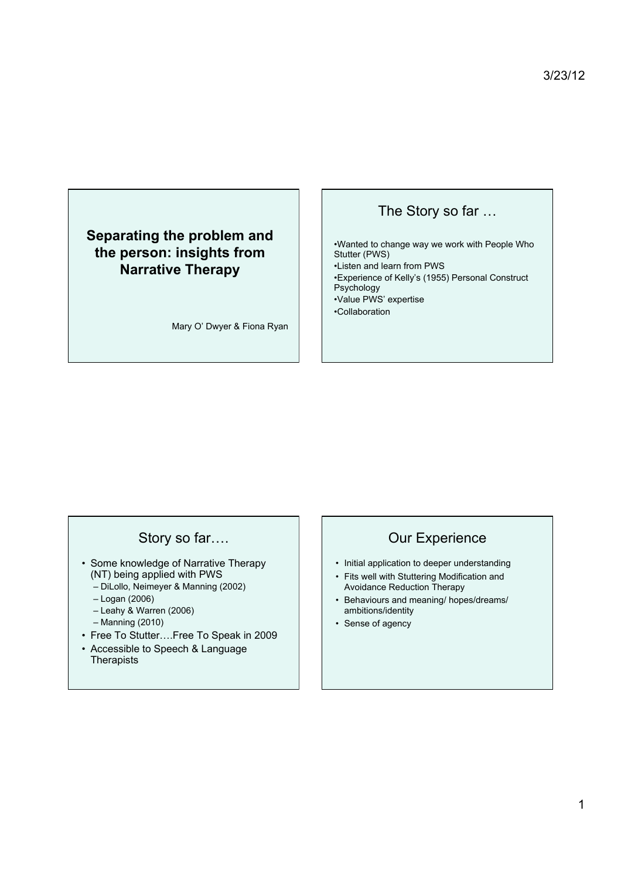# Separating the problem and the person: insights from Narrative Therapy

Mary O' Dwyer & Fiona Ryan

## The Story so far …

- Wanted to change way we work with People Who Stutter (PWS)
- Listen and learn from PWS
- Experience of Kelly's (1955) Personal Construct Psychology
- Value PWS' expertise
- Collaboration

## Story so far….

- Some knowledge of Narrative Therapy (NT) being applied with PWS
  - DiLollo, Neimeyer & Manning (2002)
  - Logan (2006)
  - Leahy & Warren (2006)
  - Manning (2010)
- Free To Stutter….Free To Speak in 2009
- Accessible to Speech & Language Therapists

## Our Experience

- Initial application to deeper understanding
- Fits well with Stuttering Modification and Avoidance Reduction Therapy
- Behaviours and meaning/ hopes/dreams/ ambitions/identity
- Sense of agency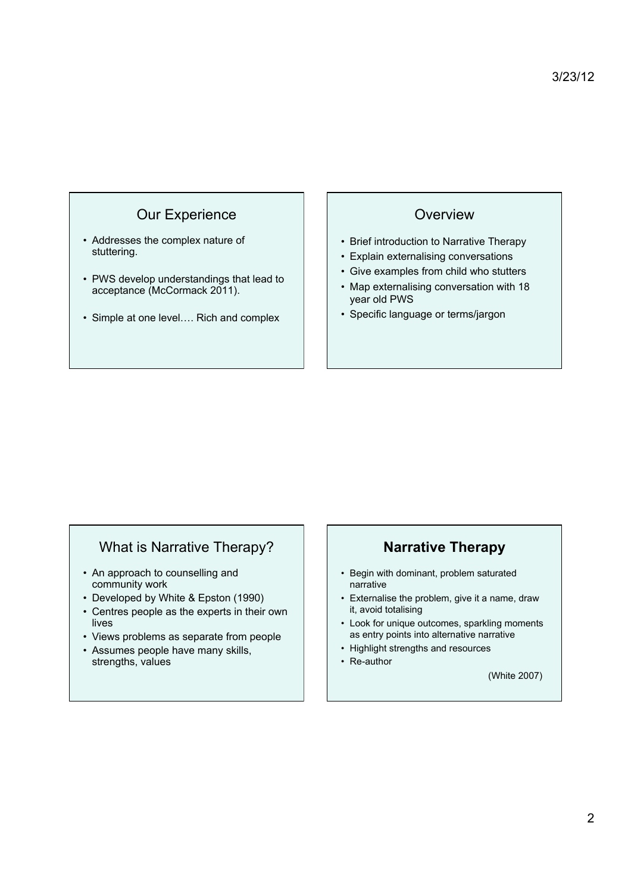## Our Experience

- Addresses the complex nature of stuttering.
- PWS develop understandings that lead to acceptance (McCormack 2011).
- Simple at one level…. Rich and complex

## Overview

- Brief introduction to Narrative Therapy
- Explain externalising conversations
- Give examples from child who stutters
- Map externalising conversation with 18 year old PWS
- Specific language or terms/jargon

## What is Narrative Therapy?

- An approach to counselling and community work
- Developed by White & Epston (1990)
- Centres people as the experts in their own lives
- Views problems as separate from people
- Assumes people have many skills, strengths, values

## **Narrative Therapy**

- Begin with dominant, problem saturated narrative
- Externalise the problem, give it a name, draw it, avoid totalising
- Look for unique outcomes, sparkling moments as entry points into alternative narrative
- Highlight strengths and resources
- Re-author

(White 2007)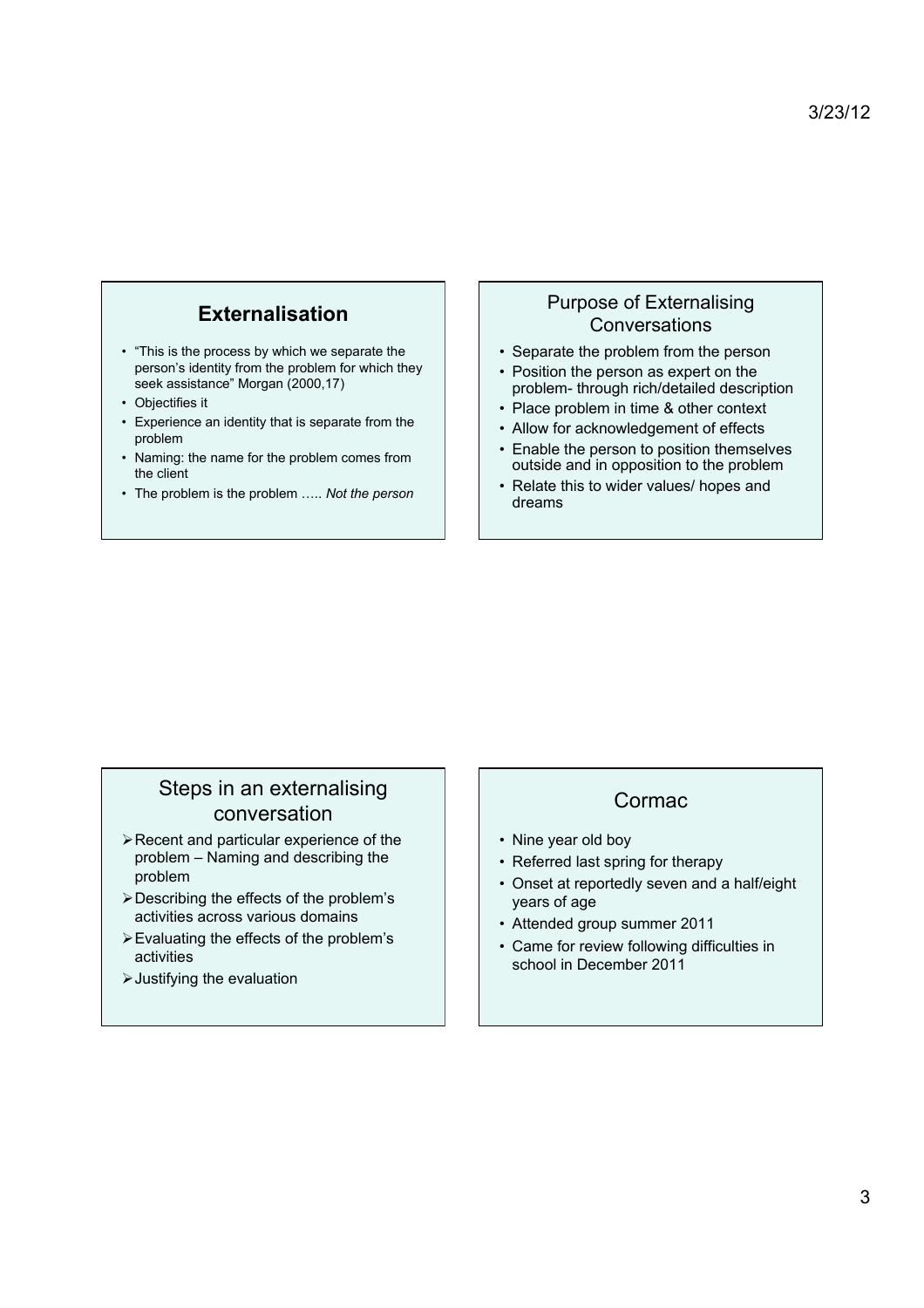## Externalisation

- "This is the process by which we separate the person's identity from the problem for which they seek assistance" Morgan (2000,17)
- Objectifies it
- Experience an identity that is separate from the problem
- Naming: the name for the problem comes from the client
- The problem is the problem ….. *Not the person*

## Purpose of Externalising Conversations

- Separate the problem from the person
- Position the person as expert on the problem- through rich/detailed description
- Place problem in time & other context
- Allow for acknowledgement of effects
- Enable the person to position themselves outside and in opposition to the problem
- Relate this to wider values/ hopes and dreams

## Steps in an externalising conversation

- Recent and particular experience of the problem – Naming and describing the problem
- Describing the effects of the problem's activities across various domains
- Evaluating the effects of the problem's activities
- Justifying the evaluation

## Cormac

- Nine year old boy
- Referred last spring for therapy
- Onset at reportedly seven and a half/eight years of age
- Attended group summer 2011
- Came for review following difficulties in school in December 2011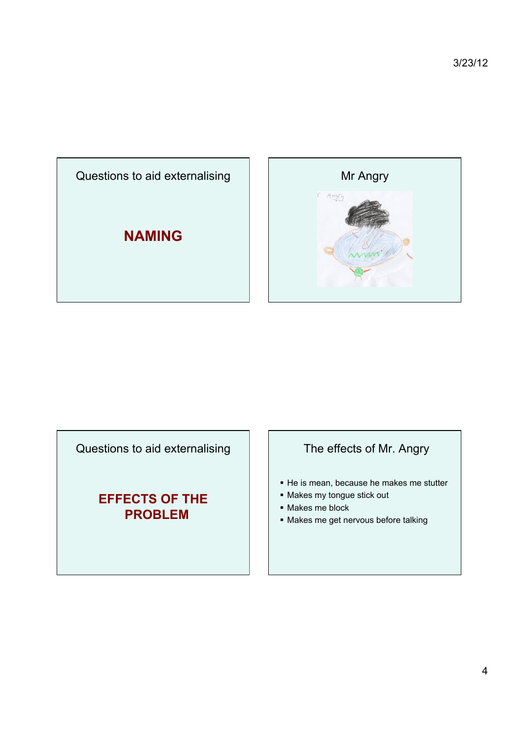## Questions to aid externalising

**NAMING**

## Mr Angry

## Questions to aid externalising

**EFFECTS OF THE PROBLEM**

## The effects of Mr. Angry

- He is mean, because he makes me stutter
- Makes my tongue stick out
- Makes me block
- Makes me get nervous before talking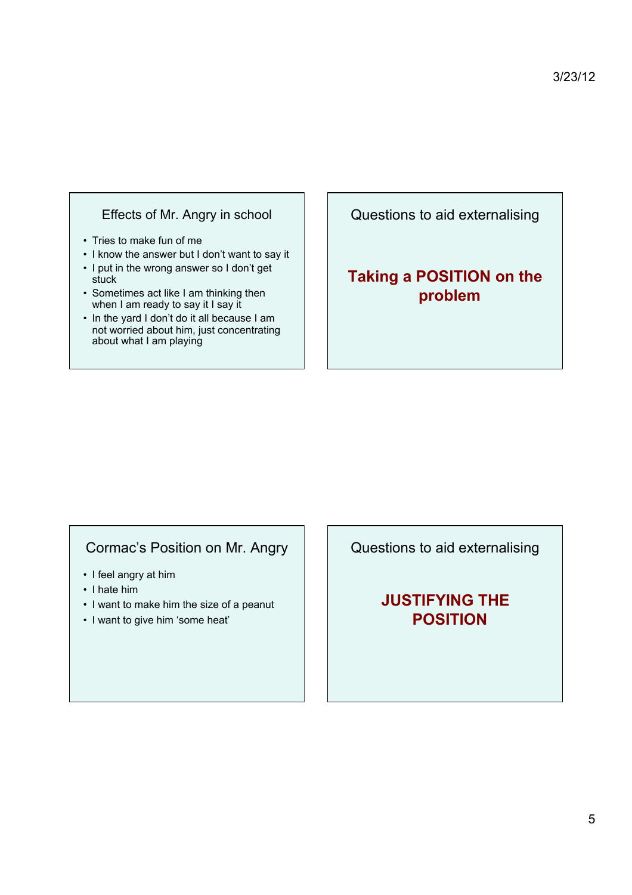## Effects of Mr. Angry in school

- Tries to make fun of me
- I know the answer but I don't want to say it
- I put in the wrong answer so I don't get stuck
- Sometimes act like I am thinking then when I am ready to say it I say it
- In the yard I don't do it all because I am not worried about him, just concentrating about what I am playing

## Questions to aid externalising

**Taking a POSITION on the problem**

## Cormac's Position on Mr. Angry

- I feel angry at him
- I hate him
- I want to make him the size of a peanut
- I want to give him 'some heat'

## Questions to aid externalising

**JUSTIFYING THE POSITION**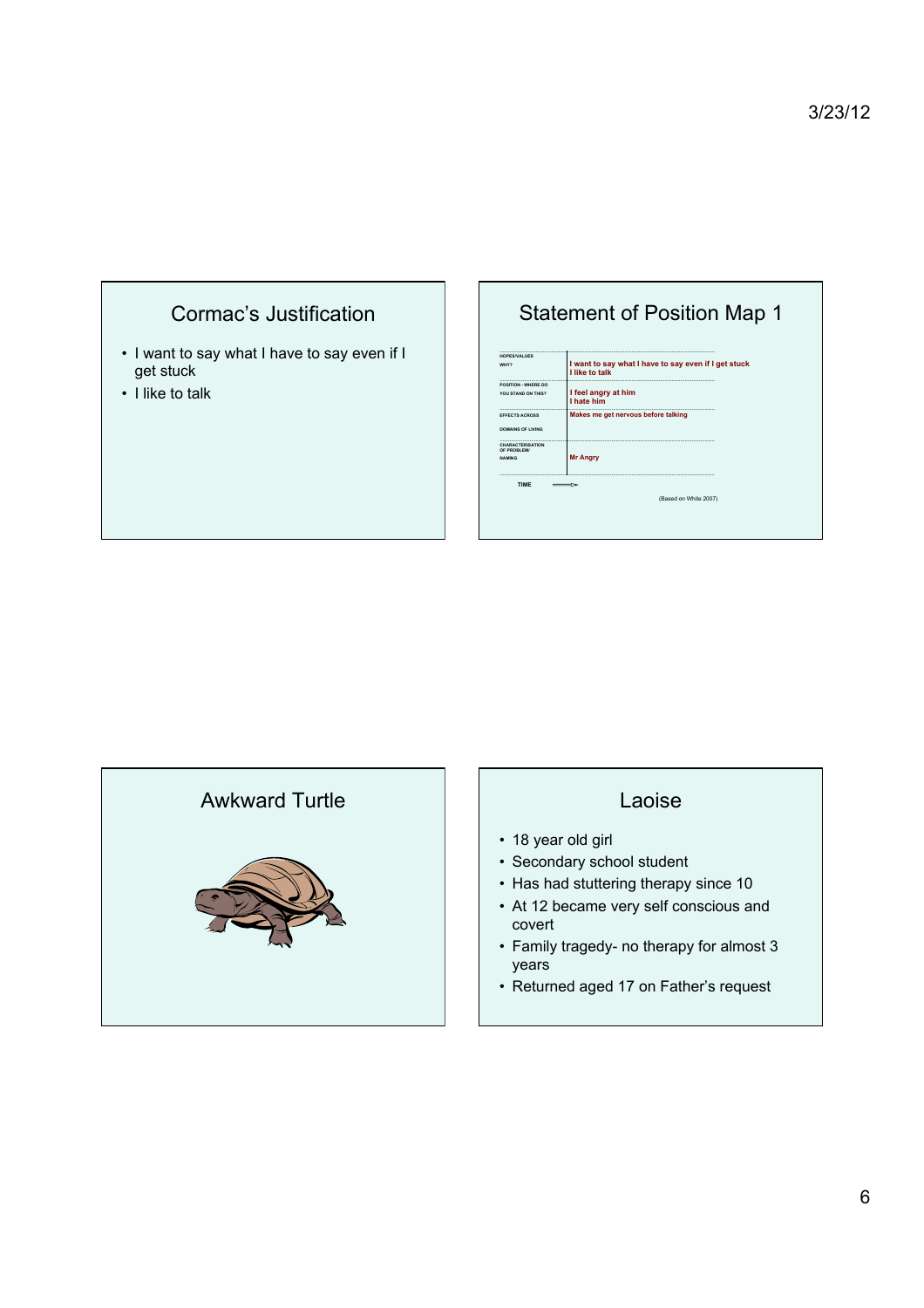## Cormac's Justification

- I want to say what I have to say even if I get stuck
- I like to talk

## Statement of Position Map 1

| | |
|---|---|
| HOPES/VALUES WHY? | I want to say what I have to say even if I get stuck<br>I like to talk |
| POSITION - WHERE DO YOU STAND ON THIS? | I feel angry at him<br>I hate him |
| EFFECTS ACROSS DOMAINS OF LIVING | Makes me get nervous before talking |
| CHARACTERISATION OF PROBLEM/ NAMING | Mr Angry |

TIME →

(Based on White 2007)

## Awkward Turtle

## Laoise

- 18 year old girl
- Secondary school student
- Has had stuttering therapy since 10
- At 12 became very self conscious and covert
- Family tragedy- no therapy for almost 3 years
- Returned aged 17 on Father's request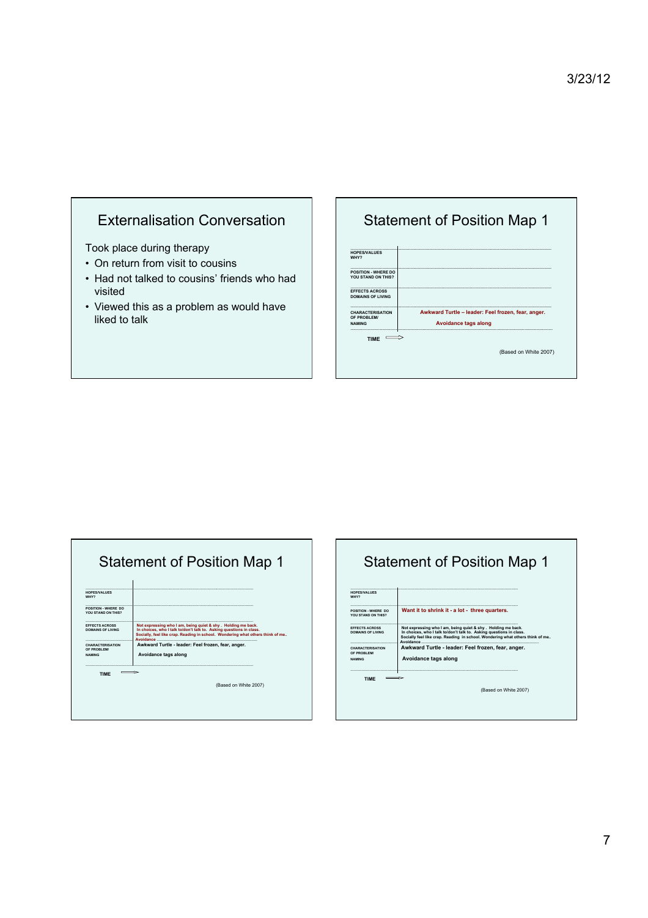## Externalisation Conversation

Took place during therapy

- On return from visit to cousins
- Had not talked to cousins' friends who had visited
- Viewed this as a problem as would have liked to talk

## Statement of Position Map 1

| | |
|---|---|
| HOPES/VALUES WHY? | |
| POSITION - WHERE DO YOU STAND ON THIS? | |
| EFFECTS ACROSS DOMAINS OF LIVING | |
| CHARACTERISATION OF PROBLEM/ NAMING | Awkward Turtle – leader: Feel frozen, fear, anger. Avoidance tags along |

TIME ⟹

(Based on White 2007)

## Statement of Position Map 1

| | |
|---|---|
| HOPES/VALUES WHY? | |
| POSITION - WHERE DO YOU STAND ON THIS? | |
| EFFECTS ACROSS DOMAINS OF LIVING | Not expressing who I am, being quiet & shy . Holding me back. In choices, who I talk to/don't talk to. Asking questions in class. Socially, feel like crap. Reading in school. Wondering what others think of me.. Avoidance |
| CHARACTERISATION OF PROBLEM/ NAMING | Awkward Turtle - leader: Feel frozen, fear, anger. Avoidance tags along |

TIME ⟹

(Based on White 2007)

## Statement of Position Map 1

| | |
|---|---|
| HOPES/VALUES WHY? | |
| POSITION - WHERE DO YOU STAND ON THIS? | Want it to shrink it - a lot - three quarters. |
| EFFECTS ACROSS DOMAINS OF LIVING | Not expressing who I am, being quiet & shy . Holding me back. In choices, who I talk to/don't talk to. Asking questions in class. Socially feel like crap. Reading in school. Wondering what others think of me.. Avoidance |
| CHARACTERISATION OF PROBLEM/ NAMING | Awkward Turtle - leader: Feel frozen, fear, anger. Avoidance tags along |

TIME ⟹

(Based on White 2007)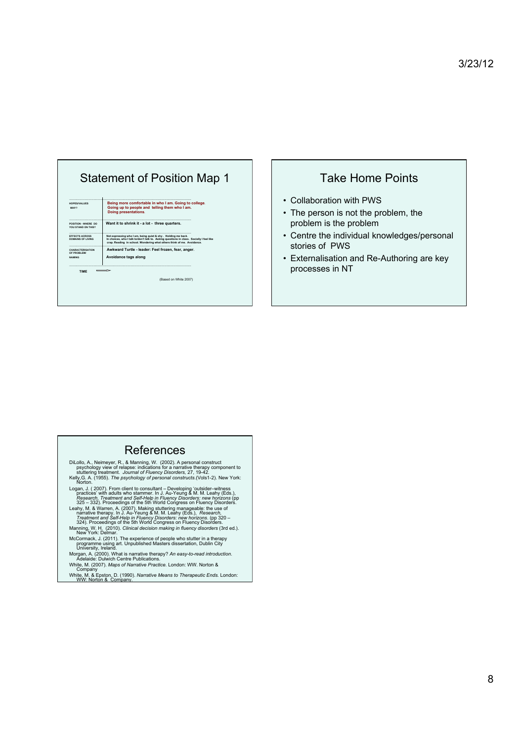## Statement of Position Map 1

| | |
|---|---|
| HOPES/VALUES<br>WHY? | Being more comfortable in who I am. Going to college. Going up to people and telling them who I am. Doing presentations. |
| POSITION - WHERE DO YOU STAND ON THIS? | Want it to shrink it - a lot - three quarters. |
| EFFECTS ACROSS DOMAINS OF LIVING | Not expressing who I am, being quiet & shy. Holding me back. In choices, who I talk to/don't talk to. Asking questions in class. Socially I feel like crap. Reading in school. Wondering what others think of me. Avoidance. |
| CHARACTERISATION OF PROBLEM<br>NAMING | Awkward Turtle - leader: Feel frozen, fear, anger.<br>Avoidance tags along |

TIME ⟹

(Based on White 2007)

## Take Home Points

- Collaboration with PWS
- The person is not the problem, the problem is the problem
- Centre the individual knowledges/personal stories of PWS
- Externalisation and Re-Authoring are key processes in NT

## References

DiLollo, A., Neimeyer, R., & Manning, W. (2002). A personal construct psychology view of relapse: indications for a narrative therapy component to stuttering treatment. *Journal of Fluency Disorders*, 27, 19-42.

Kelly,G. A. (1955). *The psychology of personal constructs.*(Vols1-2). New York: Norton.

Logan, J. ( 2007). From client to consultant – Developing 'outsider–witness practices' with adults who stammer. In J. Au-Yeung & M. M. Leahy (Eds.), *Research, Treatment and Self-Help in Fluency Disorders: new horizons* (pp 325 – 332). Proceedings of the 5th World Congress on Fluency Disorders.

Leahy, M. & Warren, A. (2007). Making stuttering manageable: the use of narrative therapy. In J. Au-Yeung & M. M. Leahy (Eds.), *Research, Treatment and Self-Help in Fluency Disorders: new horizons*. (pp 320 – 324). Proceedings of the 5th World Congress on Fluency Disorders.

Manning, W. H. (2010). *Clinical decision making in fluency disorders* (3rd ed.). New York: Delmar.

McCormack, J. (2011). The experience of people who stutter in a therapy programme using art. Unpublished Masters dissertation, Dublin City University, Ireland.

Morgan, A. (2000). What is narrative therapy? *An easy-to-read introduction*. Adelaide: Dulwich Centre Publications.

White, M. (2007). *Maps of Narrative Practice*. London: WW. Norton & Company

White, M. & Epston, D. (1990). *Narrative Means to Therapeutic Ends.* London: WW: Norton & Company.